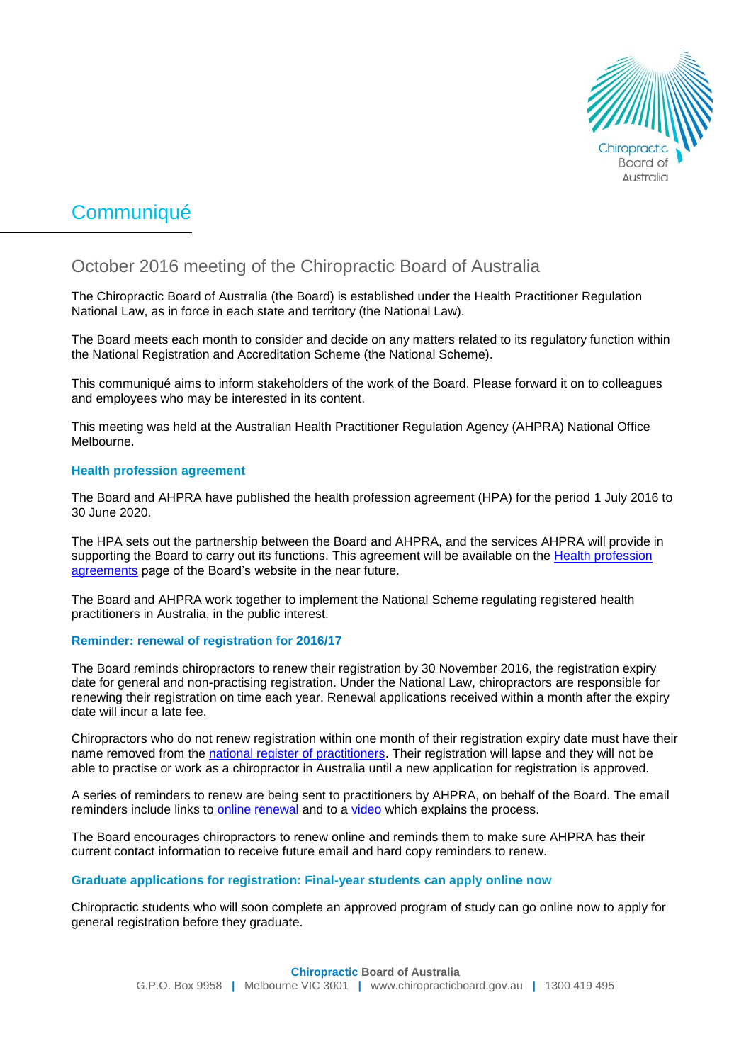# Communiqué

## October 2016 meeting of the Chiropractic Board of Australia

The Chiropractic Board of Australia (the Board) is established under the Health Practitioner Regulation National Law, as in force in each state and territory (the National Law).

The Board meets each month to consider and decide on any matters related to its regulatory function within the National Registration and Accreditation Scheme (the National Scheme).

This communiqué aims to inform stakeholders of the work of the Board. Please forward it on to colleagues and employees who may be interested in its content.

This meeting was held at the Australian Health Practitioner Regulation Agency (AHPRA) National Office Melbourne.

### Health profession agreement

The Board and AHPRA have published the health profession agreement (HPA) for the period 1 July 2016 to 30 June 2020.

The HPA sets out the partnership between the Board and AHPRA, and the services AHPRA will provide in supporting the Board to carry out its functions. This agreement will be available on the Health profession agreements page of the Board's website in the near future.

The Board and AHPRA work together to implement the National Scheme regulating registered health practitioners in Australia, in the public interest.

### Reminder: renewal of registration for 2016/17

The Board reminds chiropractors to renew their registration by 30 November 2016, the registration expiry date for general and non-practising registration. Under the National Law, chiropractors are responsible for renewing their registration on time each year. Renewal applications received within a month after the expiry date will incur a late fee.

Chiropractors who do not renew registration within one month of their registration expiry date must have their name removed from the national register of practitioners. Their registration will lapse and they will not be able to practise or work as a chiropractor in Australia until a new application for registration is approved.

A series of reminders to renew are being sent to practitioners by AHPRA, on behalf of the Board. The email reminders include links to online renewal and to a video which explains the process.

The Board encourages chiropractors to renew online and reminds them to make sure AHPRA has their current contact information to receive future email and hard copy reminders to renew.

### Graduate applications for registration: Final-year students can apply online now

Chiropractic students who will soon complete an approved program of study can go online now to apply for general registration before they graduate.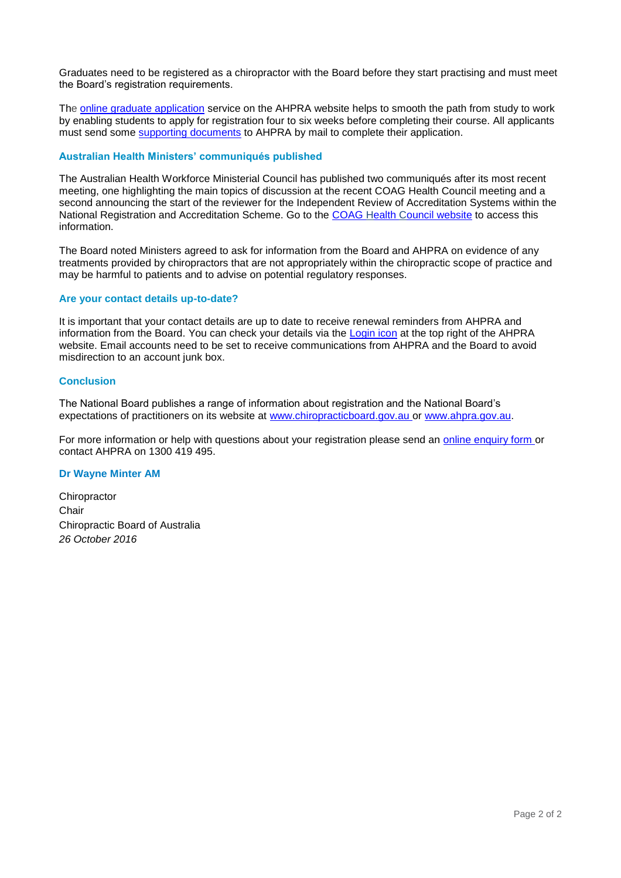Graduates need to be registered as a chiropractor with the Board before they start practising and must meet the Board's registration requirements.

The online graduate application service on the AHPRA website helps to smooth the path from study to work by enabling students to apply for registration four to six weeks before completing their course. All applicants must send some supporting documents to AHPRA by mail to complete their application.

### Australian Health Ministers' communiqués published

The Australian Health Workforce Ministerial Council has published two communiqués after its most recent meeting, one highlighting the main topics of discussion at the recent COAG Health Council meeting and a second announcing the start of the reviewer for the Independent Review of Accreditation Systems within the National Registration and Accreditation Scheme. Go to the COAG Health Council website to access this information.

The Board noted Ministers agreed to ask for information from the Board and AHPRA on evidence of any treatments provided by chiropractors that are not appropriately within the chiropractic scope of practice and may be harmful to patients and to advise on potential regulatory responses.

### Are your contact details up-to-date?

It is important that your contact details are up to date to receive renewal reminders from AHPRA and information from the Board. You can check your details via the Login icon at the top right of the AHPRA website. Email accounts need to be set to receive communications from AHPRA and the Board to avoid misdirection to an account junk box.

### Conclusion

The National Board publishes a range of information about registration and the National Board's expectations of practitioners on its website at www.chiropracticboard.gov.au or www.ahpra.gov.au.

For more information or help with questions about your registration please send an online enquiry form or contact AHPRA on 1300 419 495.

**Dr Wayne Minter AM**

Chiropractor
Chair
Chiropractic Board of Australia
*26 October 2016*